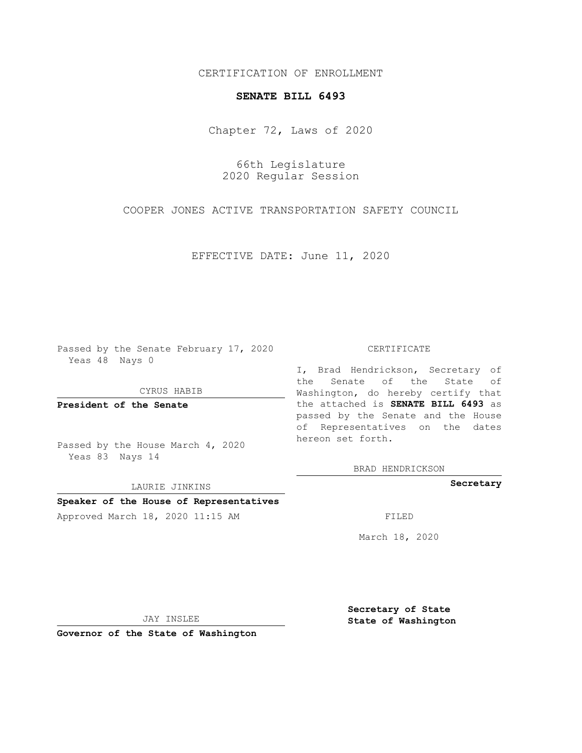CERTIFICATION OF ENROLLMENT

**SENATE BILL 6493**

Chapter 72, Laws of 2020

66th Legislature
2020 Regular Session

COOPER JONES ACTIVE TRANSPORTATION SAFETY COUNCIL

EFFECTIVE DATE: June 11, 2020

Passed by the Senate February 17, 2020
Yeas 48 Nays 0

CYRUS HABIB

**President of the Senate**

Passed by the House March 4, 2020
Yeas 83 Nays 14

LAURIE JINKINS

**Speaker of the House of Representatives**

Approved March 18, 2020 11:15 AM

JAY INSLEE

**Governor of the State of Washington**

CERTIFICATE

I, Brad Hendrickson, Secretary of the Senate of the State of Washington, do hereby certify that the attached is **SENATE BILL 6493** as passed by the Senate and the House of Representatives on the dates hereon set forth.

BRAD HENDRICKSON

**Secretary**

FILED

March 18, 2020

**Secretary of State**
**State of Washington**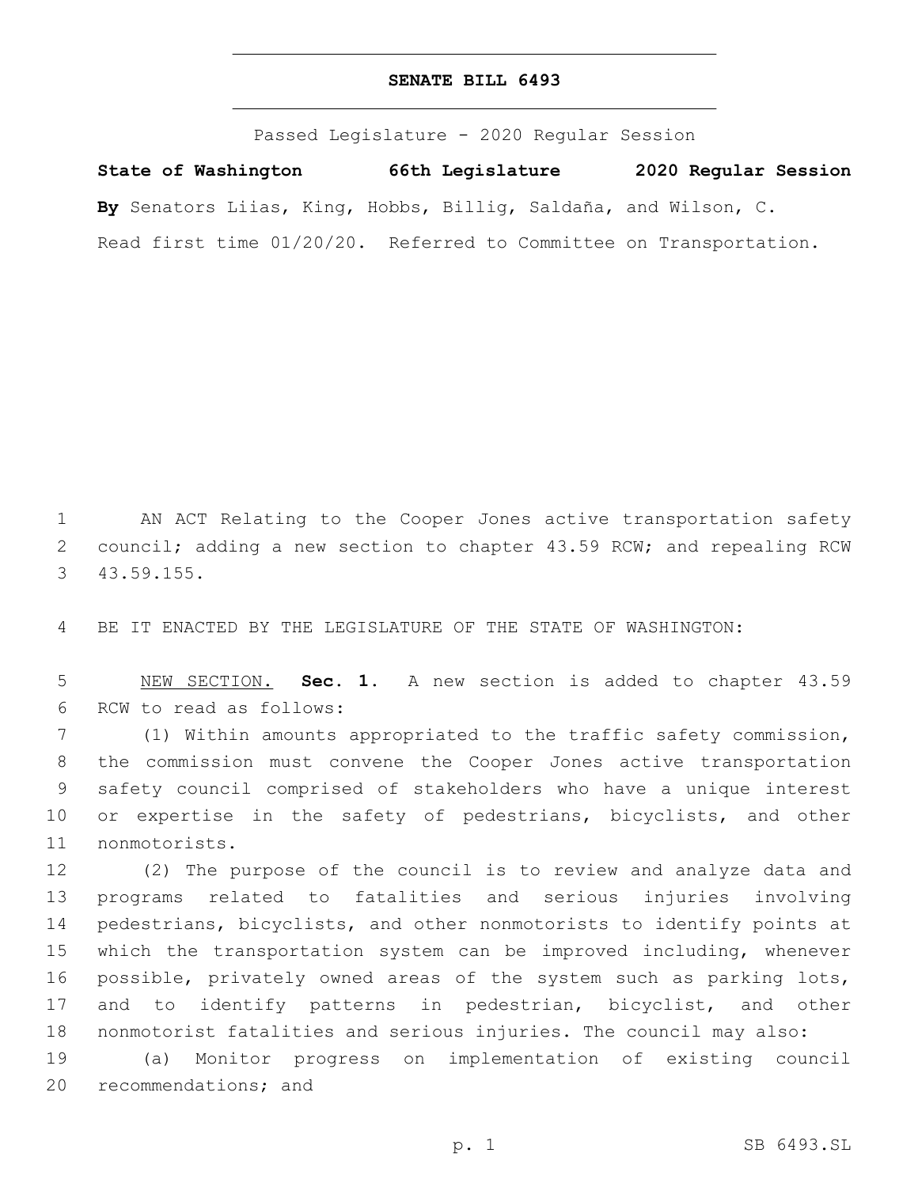# SENATE BILL 6493

Passed Legislature - 2020 Regular Session

**State of Washington 66th Legislature 2020 Regular Session**

**By** Senators Liias, King, Hobbs, Billig, Saldaña, and Wilson, C.

Read first time 01/20/20. Referred to Committee on Transportation.

AN ACT Relating to the Cooper Jones active transportation safety council; adding a new section to chapter 43.59 RCW; and repealing RCW 43.59.155.

BE IT ENACTED BY THE LEGISLATURE OF THE STATE OF WASHINGTON:

NEW SECTION. **Sec. 1.** A new section is added to chapter 43.59 RCW to read as follows:

(1) Within amounts appropriated to the traffic safety commission, the commission must convene the Cooper Jones active transportation safety council comprised of stakeholders who have a unique interest or expertise in the safety of pedestrians, bicyclists, and other nonmotorists.

(2) The purpose of the council is to review and analyze data and programs related to fatalities and serious injuries involving pedestrians, bicyclists, and other nonmotorists to identify points at which the transportation system can be improved including, whenever possible, privately owned areas of the system such as parking lots, and to identify patterns in pedestrian, bicyclist, and other nonmotorist fatalities and serious injuries. The council may also:

(a) Monitor progress on implementation of existing council recommendations; and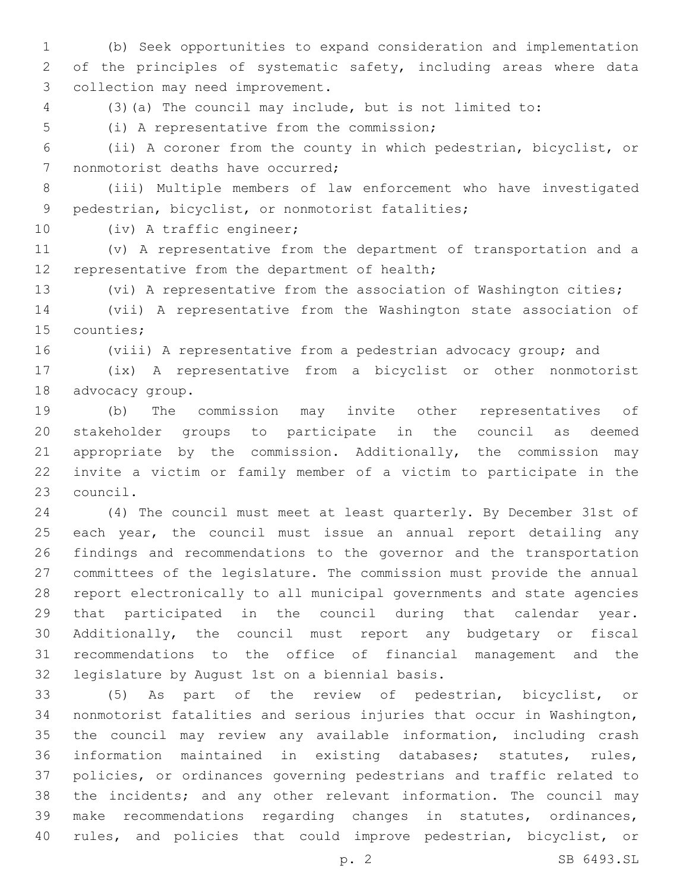(b) Seek opportunities to expand consideration and implementation of the principles of systematic safety, including areas where data collection may need improvement.

(3)(a) The council may include, but is not limited to:

(i) A representative from the commission;

(ii) A coroner from the county in which pedestrian, bicyclist, or nonmotorist deaths have occurred;

(iii) Multiple members of law enforcement who have investigated pedestrian, bicyclist, or nonmotorist fatalities;

(iv) A traffic engineer;

(v) A representative from the department of transportation and a representative from the department of health;

(vi) A representative from the association of Washington cities;

(vii) A representative from the Washington state association of counties;

(viii) A representative from a pedestrian advocacy group; and

(ix) A representative from a bicyclist or other nonmotorist advocacy group.

(b) The commission may invite other representatives of stakeholder groups to participate in the council as deemed appropriate by the commission. Additionally, the commission may invite a victim or family member of a victim to participate in the council.

(4) The council must meet at least quarterly. By December 31st of each year, the council must issue an annual report detailing any findings and recommendations to the governor and the transportation committees of the legislature. The commission must provide the annual report electronically to all municipal governments and state agencies that participated in the council during that calendar year. Additionally, the council must report any budgetary or fiscal recommendations to the office of financial management and the legislature by August 1st on a biennial basis.

(5) As part of the review of pedestrian, bicyclist, or nonmotorist fatalities and serious injuries that occur in Washington, the council may review any available information, including crash information maintained in existing databases; statutes, rules, policies, or ordinances governing pedestrians and traffic related to the incidents; and any other relevant information. The council may make recommendations regarding changes in statutes, ordinances, rules, and policies that could improve pedestrian, bicyclist, or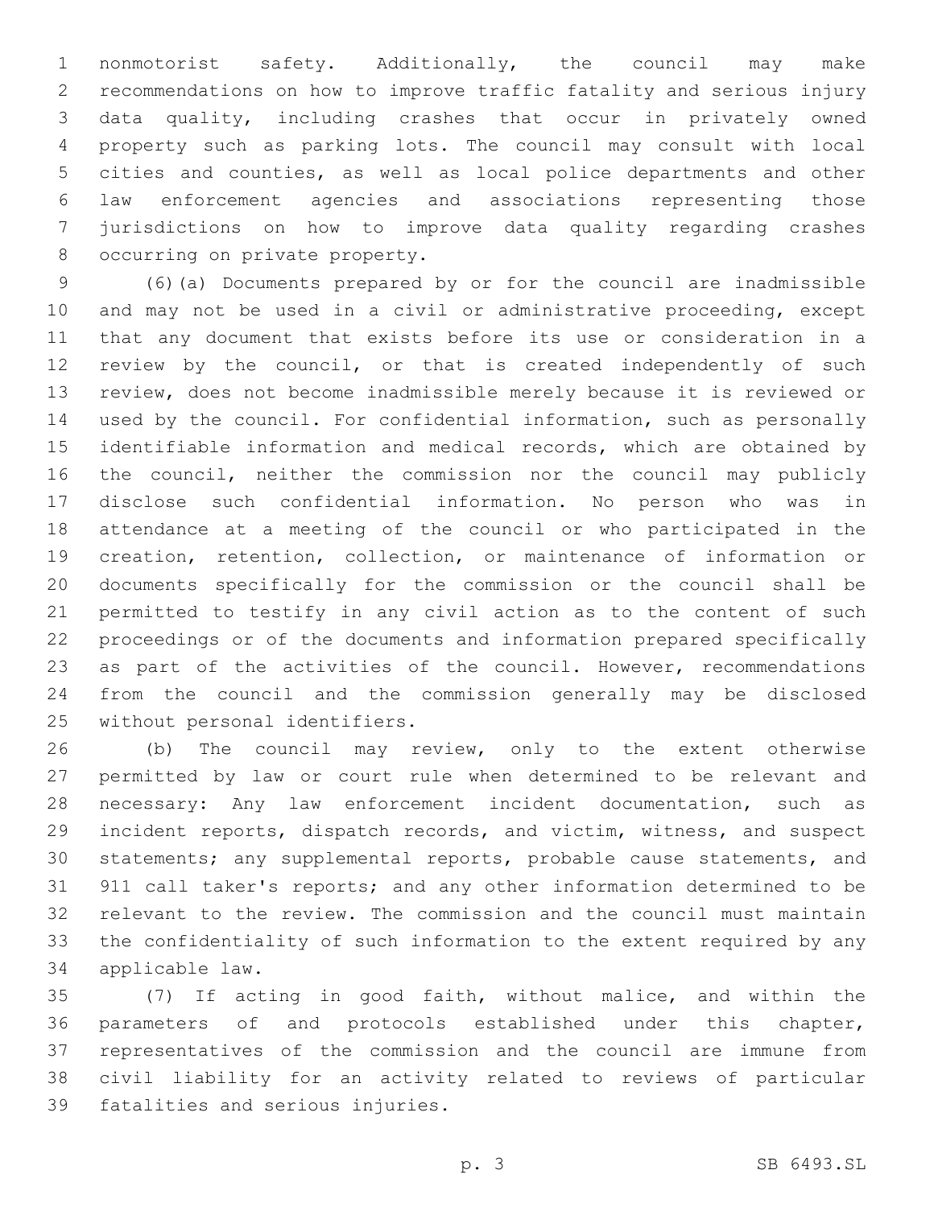nonmotorist safety. Additionally, the council may make recommendations on how to improve traffic fatality and serious injury data quality, including crashes that occur in privately owned property such as parking lots. The council may consult with local cities and counties, as well as local police departments and other law enforcement agencies and associations representing those jurisdictions on how to improve data quality regarding crashes occurring on private property.

(6)(a) Documents prepared by or for the council are inadmissible and may not be used in a civil or administrative proceeding, except that any document that exists before its use or consideration in a review by the council, or that is created independently of such review, does not become inadmissible merely because it is reviewed or used by the council. For confidential information, such as personally identifiable information and medical records, which are obtained by the council, neither the commission nor the council may publicly disclose such confidential information. No person who was in attendance at a meeting of the council or who participated in the creation, retention, collection, or maintenance of information or documents specifically for the commission or the council shall be permitted to testify in any civil action as to the content of such proceedings or of the documents and information prepared specifically as part of the activities of the council. However, recommendations from the council and the commission generally may be disclosed without personal identifiers.

(b) The council may review, only to the extent otherwise permitted by law or court rule when determined to be relevant and necessary: Any law enforcement incident documentation, such as incident reports, dispatch records, and victim, witness, and suspect statements; any supplemental reports, probable cause statements, and 911 call taker's reports; and any other information determined to be relevant to the review. The commission and the council must maintain the confidentiality of such information to the extent required by any applicable law.

(7) If acting in good faith, without malice, and within the parameters of and protocols established under this chapter, representatives of the commission and the council are immune from civil liability for an activity related to reviews of particular fatalities and serious injuries.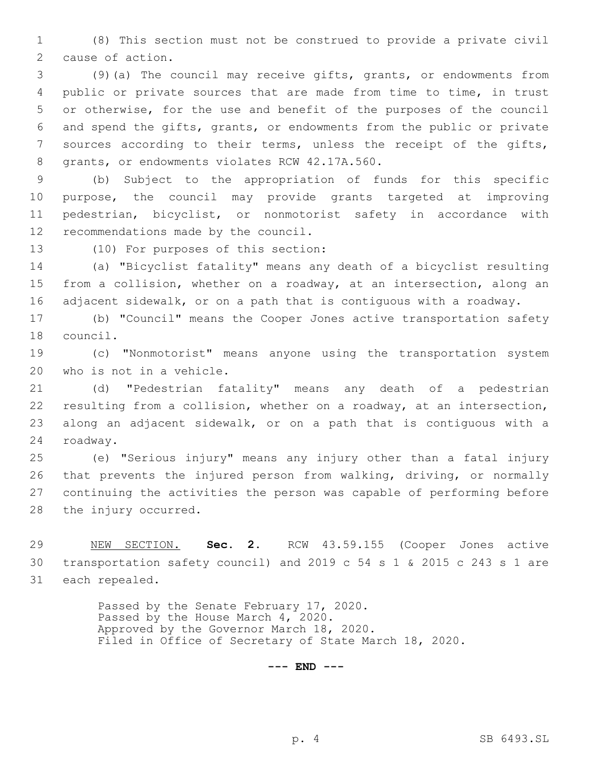(8) This section must not be construed to provide a private civil cause of action.

(9)(a) The council may receive gifts, grants, or endowments from public or private sources that are made from time to time, in trust or otherwise, for the use and benefit of the purposes of the council and spend the gifts, grants, or endowments from the public or private sources according to their terms, unless the receipt of the gifts, grants, or endowments violates RCW 42.17A.560.

(b) Subject to the appropriation of funds for this specific purpose, the council may provide grants targeted at improving pedestrian, bicyclist, or nonmotorist safety in accordance with recommendations made by the council.

(10) For purposes of this section:

(a) "Bicyclist fatality" means any death of a bicyclist resulting from a collision, whether on a roadway, at an intersection, along an adjacent sidewalk, or on a path that is contiguous with a roadway.

(b) "Council" means the Cooper Jones active transportation safety council.

(c) "Nonmotorist" means anyone using the transportation system who is not in a vehicle.

(d) "Pedestrian fatality" means any death of a pedestrian resulting from a collision, whether on a roadway, at an intersection, along an adjacent sidewalk, or on a path that is contiguous with a roadway.

(e) "Serious injury" means any injury other than a fatal injury that prevents the injured person from walking, driving, or normally continuing the activities the person was capable of performing before the injury occurred.

NEW SECTION. **Sec. 2.** RCW 43.59.155 (Cooper Jones active transportation safety council) and 2019 c 54 s 1 & 2015 c 243 s 1 are each repealed.

Passed by the Senate February 17, 2020.
Passed by the House March 4, 2020.
Approved by the Governor March 18, 2020.
Filed in Office of Secretary of State March 18, 2020.

**--- END ---**